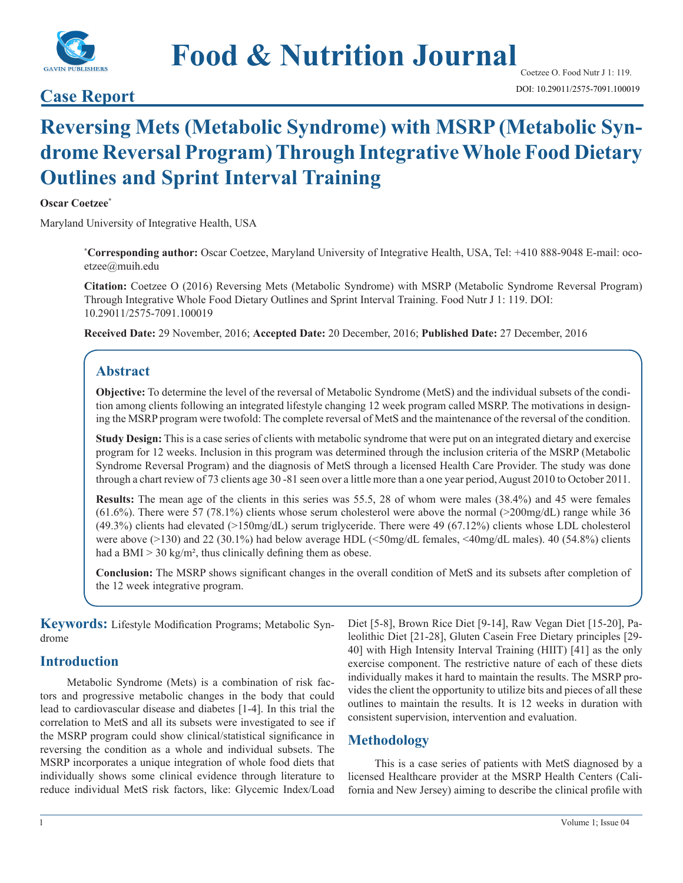# Food & Nutrition Journal

## Case Report

# Reversing Mets (Metabolic Syndrome) with MSRP (Metabolic Syndrome Reversal Program) Through Integrative Whole Food Dietary Outlines and Sprint Interval Training

**Oscar Coetzee***

Maryland University of Integrative Health, USA

***Corresponding author:** Oscar Coetzee, Maryland University of Integrative Health, USA, Tel: +410 888-9048 E-mail: ocoetzee@muih.edu

**Citation:** Coetzee O (2016) Reversing Mets (Metabolic Syndrome) with MSRP (Metabolic Syndrome Reversal Program) Through Integrative Whole Food Dietary Outlines and Sprint Interval Training. Food Nutr J 1: 119. DOI: 10.29011/2575-7091.100019

**Received Date:** 29 November, 2016; **Accepted Date:** 20 December, 2016; **Published Date:** 27 December, 2016

## Abstract

**Objective:** To determine the level of the reversal of Metabolic Syndrome (MetS) and the individual subsets of the condition among clients following an integrated lifestyle changing 12 week program called MSRP. The motivations in designing the MSRP program were twofold: The complete reversal of MetS and the maintenance of the reversal of the condition.

**Study Design:** This is a case series of clients with metabolic syndrome that were put on an integrated dietary and exercise program for 12 weeks. Inclusion in this program was determined through the inclusion criteria of the MSRP (Metabolic Syndrome Reversal Program) and the diagnosis of MetS through a licensed Health Care Provider. The study was done through a chart review of 73 clients age 30 -81 seen over a little more than a one year period, August 2010 to October 2011.

**Results:** The mean age of the clients in this series was 55.5, 28 of whom were males (38.4%) and 45 were females (61.6%). There were 57 (78.1%) clients whose serum cholesterol were above the normal (>200mg/dL) range while 36 (49.3%) clients had elevated (>150mg/dL) serum triglyceride. There were 49 (67.12%) clients whose LDL cholesterol were above (>130) and 22 (30.1%) had below average HDL (<50mg/dL females, <40mg/dL males). 40 (54.8%) clients had a BMI > 30 kg/m², thus clinically defining them as obese.

**Conclusion:** The MSRP shows significant changes in the overall condition of MetS and its subsets after completion of the 12 week integrative program.

**Keywords:** Lifestyle Modification Programs; Metabolic Syndrome

## Introduction

Metabolic Syndrome (Mets) is a combination of risk factors and progressive metabolic changes in the body that could lead to cardiovascular disease and diabetes [1-4]. In this trial the correlation to MetS and all its subsets were investigated to see if the MSRP program could show clinical/statistical significance in reversing the condition as a whole and individual subsets. The MSRP incorporates a unique integration of whole food diets that individually shows some clinical evidence through literature to reduce individual MetS risk factors, like: Glycemic Index/Load Diet [5-8], Brown Rice Diet [9-14], Raw Vegan Diet [15-20], Paleolithic Diet [21-28], Gluten Casein Free Dietary principles [29-40] with High Intensity Interval Training (HIIT) [41] as the only exercise component. The restrictive nature of each of these diets individually makes it hard to maintain the results. The MSRP provides the client the opportunity to utilize bits and pieces of all these outlines to maintain the results. It is 12 weeks in duration with consistent supervision, intervention and evaluation.

## Methodology

This is a case series of patients with MetS diagnosed by a licensed Healthcare provider at the MSRP Health Centers (California and New Jersey) aiming to describe the clinical profile with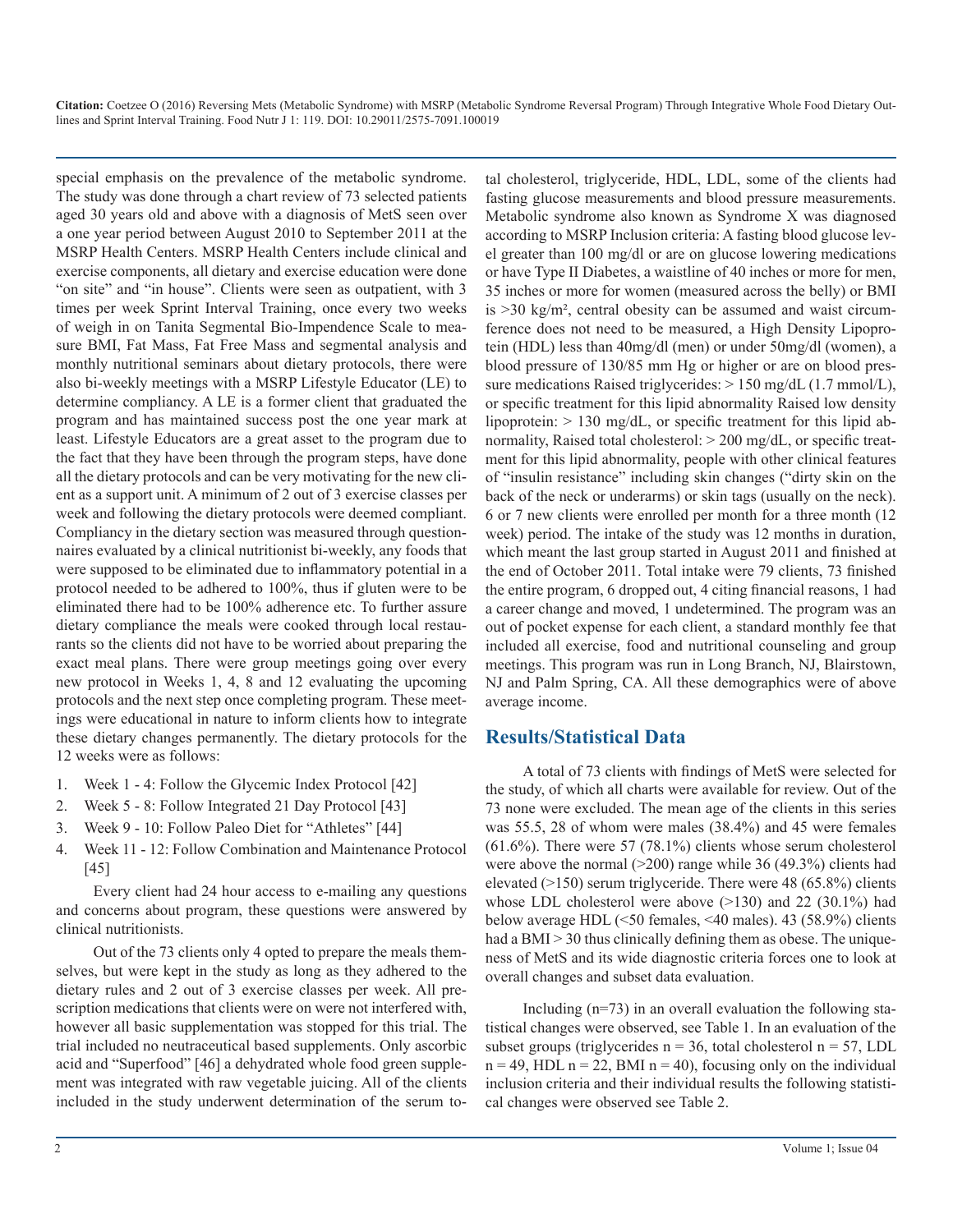special emphasis on the prevalence of the metabolic syndrome. The study was done through a chart review of 73 selected patients aged 30 years old and above with a diagnosis of MetS seen over a one year period between August 2010 to September 2011 at the MSRP Health Centers. MSRP Health Centers include clinical and exercise components, all dietary and exercise education were done "on site" and "in house". Clients were seen as outpatient, with 3 times per week Sprint Interval Training, once every two weeks of weigh in on Tanita Segmental Bio-Impendence Scale to measure BMI, Fat Mass, Fat Free Mass and segmental analysis and monthly nutritional seminars about dietary protocols, there were also bi-weekly meetings with a MSRP Lifestyle Educator (LE) to determine compliancy. A LE is a former client that graduated the program and has maintained success post the one year mark at least. Lifestyle Educators are a great asset to the program due to the fact that they have been through the program steps, have done all the dietary protocols and can be very motivating for the new client as a support unit. A minimum of 2 out of 3 exercise classes per week and following the dietary protocols were deemed compliant. Compliancy in the dietary section was measured through questionnaires evaluated by a clinical nutritionist bi-weekly, any foods that were supposed to be eliminated due to inflammatory potential in a protocol needed to be adhered to 100%, thus if gluten were to be eliminated there had to be 100% adherence etc. To further assure dietary compliance the meals were cooked through local restaurants so the clients did not have to be worried about preparing the exact meal plans. There were group meetings going over every new protocol in Weeks 1, 4, 8 and 12 evaluating the upcoming protocols and the next step once completing program. These meetings were educational in nature to inform clients how to integrate these dietary changes permanently. The dietary protocols for the 12 weeks were as follows:

1. Week 1 - 4: Follow the Glycemic Index Protocol [42]
2. Week 5 - 8: Follow Integrated 21 Day Protocol [43]
3. Week 9 - 10: Follow Paleo Diet for "Athletes" [44]
4. Week 11 - 12: Follow Combination and Maintenance Protocol [45]

Every client had 24 hour access to e-mailing any questions and concerns about program, these questions were answered by clinical nutritionists.

Out of the 73 clients only 4 opted to prepare the meals themselves, but were kept in the study as long as they adhered to the dietary rules and 2 out of 3 exercise classes per week. All prescription medications that clients were on were not interfered with, however all basic supplementation was stopped for this trial. The trial included no neutraceutical based supplements. Only ascorbic acid and "Superfood" [46] a dehydrated whole food green supplement was integrated with raw vegetable juicing. All of the clients included in the study underwent determination of the serum total cholesterol, triglyceride, HDL, LDL, some of the clients had fasting glucose measurements and blood pressure measurements. Metabolic syndrome also known as Syndrome X was diagnosed according to MSRP Inclusion criteria: A fasting blood glucose level greater than 100 mg/dl or are on glucose lowering medications or have Type II Diabetes, a waistline of 40 inches or more for men, 35 inches or more for women (measured across the belly) or BMI is >30 kg/m², central obesity can be assumed and waist circumference does not need to be measured, a High Density Lipoprotein (HDL) less than 40mg/dl (men) or under 50mg/dl (women), a blood pressure of 130/85 mm Hg or higher or are on blood pressure medications Raised triglycerides: > 150 mg/dL (1.7 mmol/L), or specific treatment for this lipid abnormality Raised low density lipoprotein: > 130 mg/dL, or specific treatment for this lipid abnormality, Raised total cholesterol: > 200 mg/dL, or specific treatment for this lipid abnormality, people with other clinical features of "insulin resistance" including skin changes ("dirty skin on the back of the neck or underarms) or skin tags (usually on the neck). 6 or 7 new clients were enrolled per month for a three month (12 week) period. The intake of the study was 12 months in duration, which meant the last group started in August 2011 and finished at the end of October 2011. Total intake were 79 clients, 73 finished the entire program, 6 dropped out, 4 citing financial reasons, 1 had a career change and moved, 1 undetermined. The program was an out of pocket expense for each client, a standard monthly fee that included all exercise, food and nutritional counseling and group meetings. This program was run in Long Branch, NJ, Blairstown, NJ and Palm Spring, CA. All these demographics were of above average income.

## Results/Statistical Data

A total of 73 clients with findings of MetS were selected for the study, of which all charts were available for review. Out of the 73 none were excluded. The mean age of the clients in this series was 55.5, 28 of whom were males (38.4%) and 45 were females (61.6%). There were 57 (78.1%) clients whose serum cholesterol were above the normal (>200) range while 36 (49.3%) clients had elevated (>150) serum triglyceride. There were 48 (65.8%) clients whose LDL cholesterol were above (>130) and 22 (30.1%) had below average HDL (<50 females, <40 males). 43 (58.9%) clients had a BMI > 30 thus clinically defining them as obese. The uniqueness of MetS and its wide diagnostic criteria forces one to look at overall changes and subset data evaluation.

Including (n=73) in an overall evaluation the following statistical changes were observed, see Table 1. In an evaluation of the subset groups (triglycerides n = 36, total cholesterol n = 57, LDL n = 49, HDL n = 22, BMI n = 40), focusing only on the individual inclusion criteria and their individual results the following statistical changes were observed see Table 2.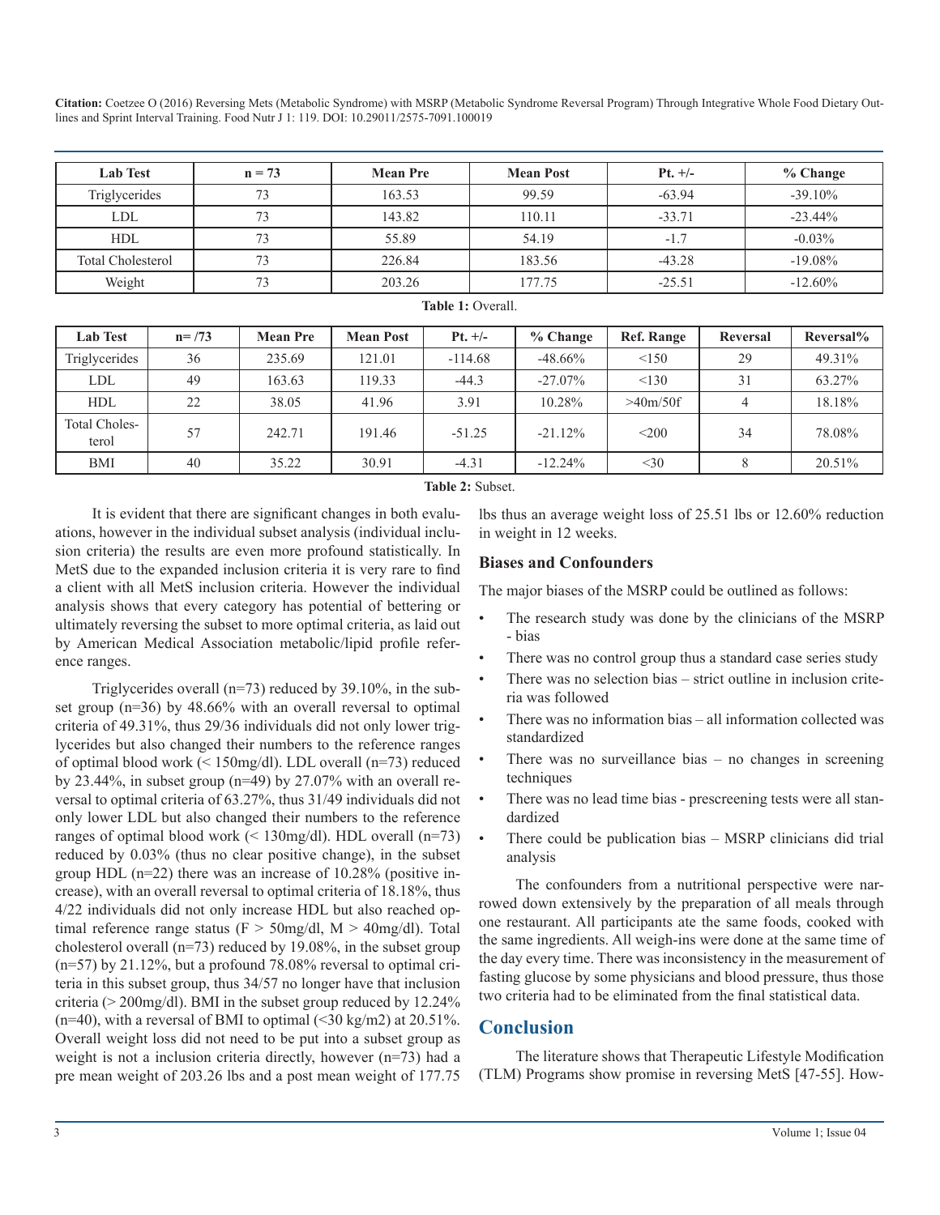| Lab Test | n = 73 | Mean Pre | Mean Post | Pt. +/- | % Change |
|---|---|---|---|---|---|
| Triglycerides | 73 | 163.53 | 99.59 | -63.94 | -39.10% |
| LDL | 73 | 143.82 | 110.11 | -33.71 | -23.44% |
| HDL | 73 | 55.89 | 54.19 | -1.7 | -0.03% |
| Total Cholesterol | 73 | 226.84 | 183.56 | -43.28 | -19.08% |
| Weight | 73 | 203.26 | 177.75 | -25.51 | -12.60% |

**Table 1:** Overall.

| Lab Test | n= /73 | Mean Pre | Mean Post | Pt. +/- | % Change | Ref. Range | Reversal | Reversal% |
|---|---|---|---|---|---|---|---|---|
| Triglycerides | 36 | 235.69 | 121.01 | -114.68 | -48.66% | <150 | 29 | 49.31% |
| LDL | 49 | 163.63 | 119.33 | -44.3 | -27.07% | <130 | 31 | 63.27% |
| HDL | 22 | 38.05 | 41.96 | 3.91 | 10.28% | >40m/50f | 4 | 18.18% |
| Total Cholesterol | 57 | 242.71 | 191.46 | -51.25 | -21.12% | <200 | 34 | 78.08% |
| BMI | 40 | 35.22 | 30.91 | -4.31 | -12.24% | <30 | 8 | 20.51% |

**Table 2:** Subset.

It is evident that there are significant changes in both evaluations, however in the individual subset analysis (individual inclusion criteria) the results are even more profound statistically. In MetS due to the expanded inclusion criteria it is very rare to find a client with all MetS inclusion criteria. However the individual analysis shows that every category has potential of bettering or ultimately reversing the subset to more optimal criteria, as laid out by American Medical Association metabolic/lipid profile reference ranges.

Triglycerides overall (n=73) reduced by 39.10%, in the subset group (n=36) by 48.66% with an overall reversal to optimal criteria of 49.31%, thus 29/36 individuals did not only lower triglycerides but also changed their numbers to the reference ranges of optimal blood work (< 150mg/dl). LDL overall (n=73) reduced by 23.44%, in subset group (n=49) by 27.07% with an overall reversal to optimal criteria of 63.27%, thus 31/49 individuals did not only lower LDL but also changed their numbers to the reference ranges of optimal blood work (< 130mg/dl). HDL overall (n=73) reduced by 0.03% (thus no clear positive change), in the subset group HDL (n=22) there was an increase of 10.28% (positive increase), with an overall reversal to optimal criteria of 18.18%, thus 4/22 individuals did not only increase HDL but also reached optimal reference range status (F > 50mg/dl, M > 40mg/dl). Total cholesterol overall (n=73) reduced by 19.08%, in the subset group (n=57) by 21.12%, but a profound 78.08% reversal to optimal criteria in this subset group, thus 34/57 no longer have that inclusion criteria (> 200mg/dl). BMI in the subset group reduced by 12.24% (n=40), with a reversal of BMI to optimal (<30 kg/m2) at 20.51%. Overall weight loss did not need to be put into a subset group as weight is not a inclusion criteria directly, however (n=73) had a pre mean weight of 203.26 lbs and a post mean weight of 177.75 lbs thus an average weight loss of 25.51 lbs or 12.60% reduction in weight in 12 weeks.

### Biases and Confounders

The major biases of the MSRP could be outlined as follows:

- The research study was done by the clinicians of the MSRP - bias
- There was no control group thus a standard case series study
- There was no selection bias – strict outline in inclusion criteria was followed
- There was no information bias – all information collected was standardized
- There was no surveillance bias – no changes in screening techniques
- There was no lead time bias - prescreening tests were all standardized
- There could be publication bias – MSRP clinicians did trial analysis

The confounders from a nutritional perspective were narrowed down extensively by the preparation of all meals through one restaurant. All participants ate the same foods, cooked with the same ingredients. All weigh-ins were done at the same time of the day every time. There was inconsistency in the measurement of fasting glucose by some physicians and blood pressure, thus those two criteria had to be eliminated from the final statistical data.

## Conclusion

The literature shows that Therapeutic Lifestyle Modification (TLM) Programs show promise in reversing MetS [47-55]. How-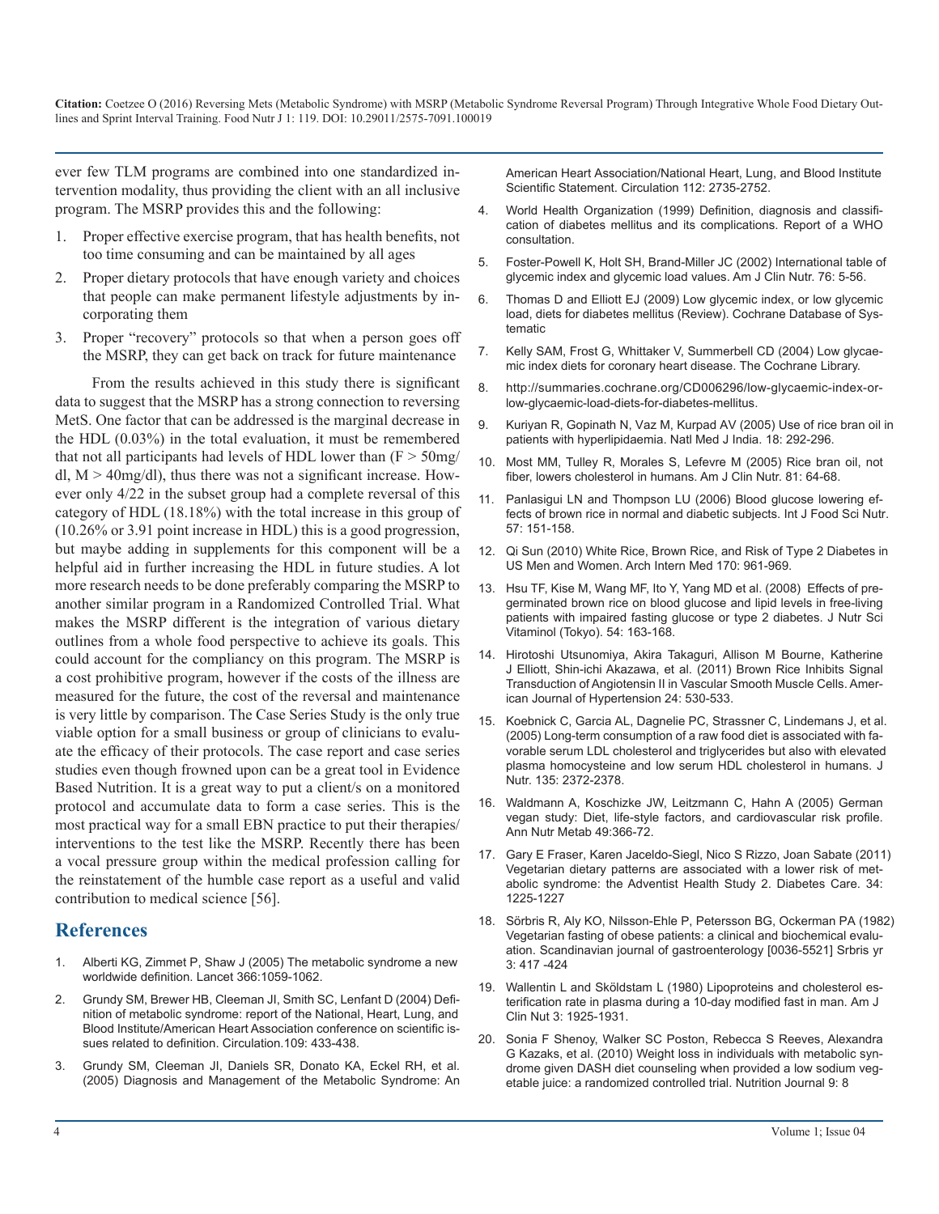ever few TLM programs are combined into one standardized intervention modality, thus providing the client with an all inclusive program. The MSRP provides this and the following:

1. Proper effective exercise program, that has health benefits, not too time consuming and can be maintained by all ages
2. Proper dietary protocols that have enough variety and choices that people can make permanent lifestyle adjustments by incorporating them
3. Proper "recovery" protocols so that when a person goes off the MSRP, they can get back on track for future maintenance

From the results achieved in this study there is significant data to suggest that the MSRP has a strong connection to reversing MetS. One factor that can be addressed is the marginal decrease in the HDL (0.03%) in the total evaluation, it must be remembered that not all participants had levels of HDL lower than (F > 50mg/dl, M > 40mg/dl), thus there was not a significant increase. However only 4/22 in the subset group had a complete reversal of this category of HDL (18.18%) with the total increase in this group of (10.26% or 3.91 point increase in HDL) this is a good progression, but maybe adding in supplements for this component will be a helpful aid in further increasing the HDL in future studies. A lot more research needs to be done preferably comparing the MSRP to another similar program in a Randomized Controlled Trial. What makes the MSRP different is the integration of various dietary outlines from a whole food perspective to achieve its goals. This could account for the compliancy on this program. The MSRP is a cost prohibitive program, however if the costs of the illness are measured for the future, the cost of the reversal and maintenance is very little by comparison. The Case Series Study is the only true viable option for a small business or group of clinicians to evaluate the efficacy of their protocols. The case report and case series studies even though frowned upon can be a great tool in Evidence Based Nutrition. It is a great way to put a client/s on a monitored protocol and accumulate data to form a case series. This is the most practical way for a small EBN practice to put their therapies/interventions to the test like the MSRP. Recently there has been a vocal pressure group within the medical profession calling for the reinstatement of the humble case report as a useful and valid contribution to medical science [56].

## References

1. Alberti KG, Zimmet P, Shaw J (2005) The metabolic syndrome a new worldwide definition. Lancet 366:1059-1062.
2. Grundy SM, Brewer HB, Cleeman JI, Smith SC, Lenfant D (2004) Definition of metabolic syndrome: report of the National, Heart, Lung, and Blood Institute/American Heart Association conference on scientific issues related to definition. Circulation.109: 433-438.
3. Grundy SM, Cleeman JI, Daniels SR, Donato KA, Eckel RH, et al. (2005) Diagnosis and Management of the Metabolic Syndrome: An American Heart Association/National Heart, Lung, and Blood Institute Scientific Statement. Circulation 112: 2735-2752.
4. World Health Organization (1999) Definition, diagnosis and classification of diabetes mellitus and its complications. Report of a WHO consultation.
5. Foster-Powell K, Holt SH, Brand-Miller JC (2002) International table of glycemic index and glycemic load values. Am J Clin Nutr. 76: 5-56.
6. Thomas D and Elliott EJ (2009) Low glycemic index, or low glycemic load, diets for diabetes mellitus (Review). Cochrane Database of Systematic
7. Kelly SAM, Frost G, Whittaker V, Summerbell CD (2004) Low glycaemic index diets for coronary heart disease. The Cochrane Library.
8. http://summaries.cochrane.org/CD006296/low-glycaemic-index-or-low-glycaemic-load-diets-for-diabetes-mellitus.
9. Kuriyan R, Gopinath N, Vaz M, Kurpad AV (2005) Use of rice bran oil in patients with hyperlipidaemia. Natl Med J India. 18: 292-296.
10. Most MM, Tulley R, Morales S, Lefevre M (2005) Rice bran oil, not fiber, lowers cholesterol in humans. Am J Clin Nutr. 81: 64-68.
11. Panlasigui LN and Thompson LU (2006) Blood glucose lowering effects of brown rice in normal and diabetic subjects. Int J Food Sci Nutr. 57: 151-158.
12. Qi Sun (2010) White Rice, Brown Rice, and Risk of Type 2 Diabetes in US Men and Women. Arch Intern Med 170: 961-969.
13. Hsu TF, Kise M, Wang MF, Ito Y, Yang MD et al. (2008) Effects of pre-germinated brown rice on blood glucose and lipid levels in free-living patients with impaired fasting glucose or type 2 diabetes. J Nutr Sci Vitaminol (Tokyo). 54: 163-168.
14. Hirotoshi Utsunomiya, Akira Takaguri, Allison M Bourne, Katherine J Elliott, Shin-ichi Akazawa, et al. (2011) Brown Rice Inhibits Signal Transduction of Angiotensin II in Vascular Smooth Muscle Cells. American Journal of Hypertension 24: 530-533.
15. Koebnick C, Garcia AL, Dagnelie PC, Strassner C, Lindemans J, et al. (2005) Long-term consumption of a raw food diet is associated with favorable serum LDL cholesterol and triglycerides but also with elevated plasma homocysteine and low serum HDL cholesterol in humans. J Nutr. 135: 2372-2378.
16. Waldmann A, Koschizke JW, Leitzmann C, Hahn A (2005) German vegan study: Diet, life-style factors, and cardiovascular risk profile. Ann Nutr Metab 49:366-72.
17. Gary E Fraser, Karen Jaceldo-Siegl, Nico S Rizzo, Joan Sabate (2011) Vegetarian dietary patterns are associated with a lower risk of metabolic syndrome: the Adventist Health Study 2. Diabetes Care. 34: 1225-1227
18. Sörbris R, Aly KO, Nilsson-Ehle P, Petersson BG, Ockerman PA (1982) Vegetarian fasting of obese patients: a clinical and biochemical evaluation. Scandinavian journal of gastroenterology [0036-5521] Srbris yr 3: 417 -424
19. Wallentin L and Sköldstam L (1980) Lipoproteins and cholesterol esterification rate in plasma during a 10-day modified fast in man. Am J Clin Nut 3: 1925-1931.
20. Sonia F Shenoy, Walker SC Poston, Rebecca S Reeves, Alexandra G Kazaks, et al. (2010) Weight loss in individuals with metabolic syndrome given DASH diet counseling when provided a low sodium vegetable juice: a randomized controlled trial. Nutrition Journal 9: 8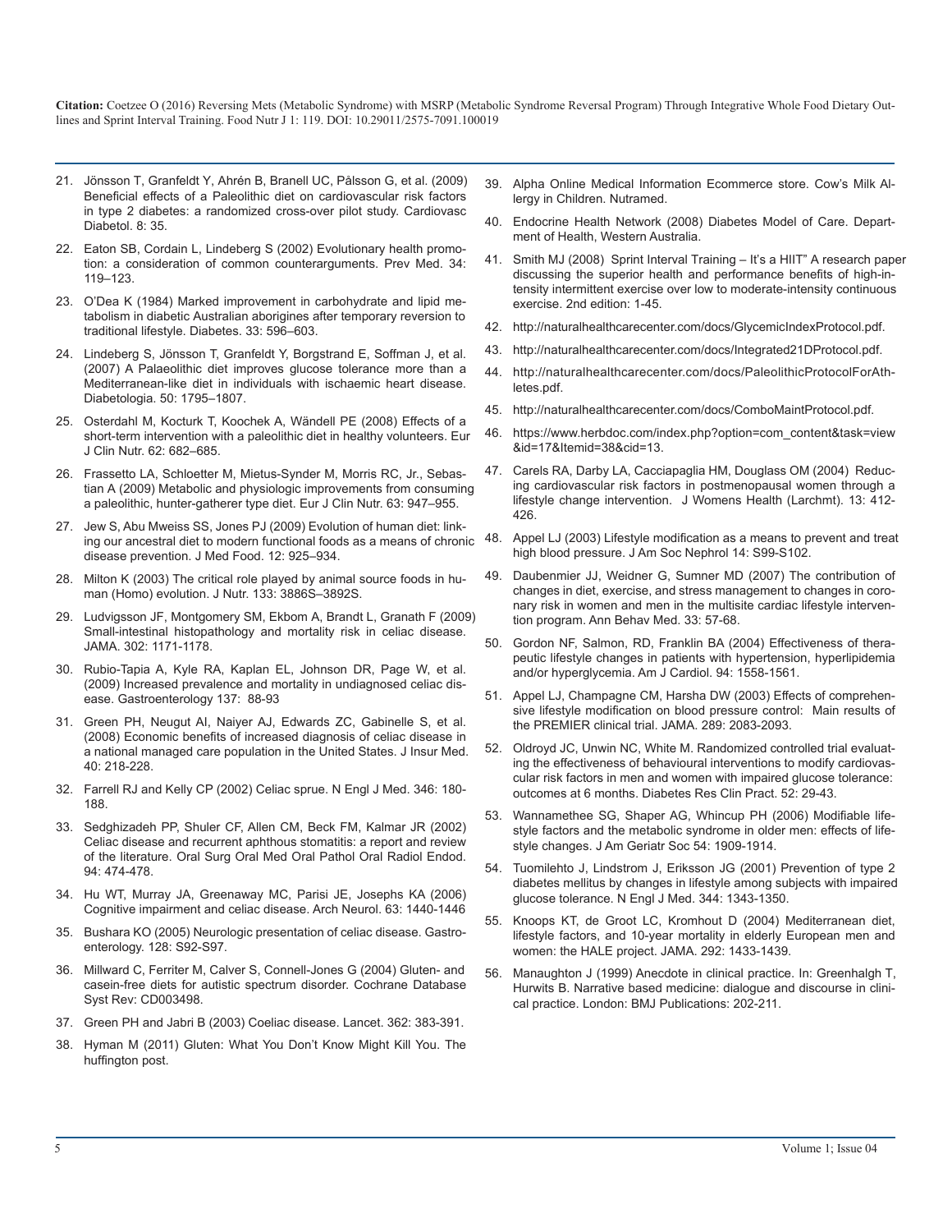21. Jönsson T, Granfeldt Y, Ahrén B, Branell UC, Pålsson G, et al. (2009) Beneficial effects of a Paleolithic diet on cardiovascular risk factors in type 2 diabetes: a randomized cross-over pilot study. Cardiovasc Diabetol. 8: 35.

22. Eaton SB, Cordain L, Lindeberg S (2002) Evolutionary health promotion: a consideration of common counterarguments. Prev Med. 34: 119–123.

23. O'Dea K (1984) Marked improvement in carbohydrate and lipid metabolism in diabetic Australian aborigines after temporary reversion to traditional lifestyle. Diabetes. 33: 596–603.

24. Lindeberg S, Jönsson T, Granfeldt Y, Borgstrand E, Soffman J, et al. (2007) A Palaeolithic diet improves glucose tolerance more than a Mediterranean-like diet in individuals with ischaemic heart disease. Diabetologia. 50: 1795–1807.

25. Osterdahl M, Kocturk T, Koochek A, Wändell PE (2008) Effects of a short-term intervention with a paleolithic diet in healthy volunteers. Eur J Clin Nutr. 62: 682–685.

26. Frassetto LA, Schloetter M, Mietus-Synder M, Morris RC, Jr., Sebastian A (2009) Metabolic and physiologic improvements from consuming a paleolithic, hunter-gatherer type diet. Eur J Clin Nutr. 63: 947–955.

27. Jew S, Abu Mweiss SS, Jones PJ (2009) Evolution of human diet: linking our ancestral diet to modern functional foods as a means of chronic disease prevention. J Med Food. 12: 925–934.

28. Milton K (2003) The critical role played by animal source foods in human (Homo) evolution. J Nutr. 133: 3886S–3892S.

29. Ludvigsson JF, Montgomery SM, Ekbom A, Brandt L, Granath F (2009) Small-intestinal histopathology and mortality risk in celiac disease. JAMA. 302: 1171-1178.

30. Rubio-Tapia A, Kyle RA, Kaplan EL, Johnson DR, Page W, et al. (2009) Increased prevalence and mortality in undiagnosed celiac disease. Gastroenterology 137: 88-93

31. Green PH, Neugut AI, Naiyer AJ, Edwards ZC, Gabinelle S, et al. (2008) Economic benefits of increased diagnosis of celiac disease in a national managed care population in the United States. J Insur Med. 40: 218-228.

32. Farrell RJ and Kelly CP (2002) Celiac sprue. N Engl J Med. 346: 180-188.

33. Sedghizadeh PP, Shuler CF, Allen CM, Beck FM, Kalmar JR (2002) Celiac disease and recurrent aphthous stomatitis: a report and review of the literature. Oral Surg Oral Med Oral Pathol Oral Radiol Endod. 94: 474-478.

34. Hu WT, Murray JA, Greenaway MC, Parisi JE, Josephs KA (2006) Cognitive impairment and celiac disease. Arch Neurol. 63: 1440-1446

35. Bushara KO (2005) Neurologic presentation of celiac disease. Gastroenterology. 128: S92-S97.

36. Millward C, Ferriter M, Calver S, Connell-Jones G (2004) Gluten- and casein-free diets for autistic spectrum disorder. Cochrane Database Syst Rev: CD003498.

37. Green PH and Jabri B (2003) Coeliac disease. Lancet. 362: 383-391.

38. Hyman M (2011) Gluten: What You Don't Know Might Kill You. The huffington post.

39. Alpha Online Medical Information Ecommerce store. Cow's Milk Allergy in Children. Nutramed.

40. Endocrine Health Network (2008) Diabetes Model of Care. Department of Health, Western Australia.

41. Smith MJ (2008) Sprint Interval Training – It's a HIIT" A research paper discussing the superior health and performance benefits of high-intensity intermittent exercise over low to moderate-intensity continuous exercise. 2nd edition: 1-45.

42. http://naturalhealthcarecenter.com/docs/GlycemicIndexProtocol.pdf.

43. http://naturalhealthcarecenter.com/docs/Integrated21DProtocol.pdf.

44. http://naturalhealthcarecenter.com/docs/PaleolithicProtocolForAthletes.pdf.

45. http://naturalhealthcarecenter.com/docs/ComboMaintProtocol.pdf.

46. https://www.herbdoc.com/index.php?option=com_content&task=view&id=17&Itemid=38&cid=13.

47. Carels RA, Darby LA, Cacciapaglia HM, Douglass OM (2004) Reducing cardiovascular risk factors in postmenopausal women through a lifestyle change intervention. J Womens Health (Larchmt). 13: 412-426.

48. Appel LJ (2003) Lifestyle modification as a means to prevent and treat high blood pressure. J Am Soc Nephrol 14: S99-S102.

49. Daubenmier JJ, Weidner G, Sumner MD (2007) The contribution of changes in diet, exercise, and stress management to changes in coronary risk in women and men in the multisite cardiac lifestyle intervention program. Ann Behav Med. 33: 57-68.

50. Gordon NF, Salmon, RD, Franklin BA (2004) Effectiveness of therapeutic lifestyle changes in patients with hypertension, hyperlipidemia and/or hyperglycemia. Am J Cardiol. 94: 1558-1561.

51. Appel LJ, Champagne CM, Harsha DW (2003) Effects of comprehensive lifestyle modification on blood pressure control: Main results of the PREMIER clinical trial. JAMA. 289: 2083-2093.

52. Oldroyd JC, Unwin NC, White M. Randomized controlled trial evaluating the effectiveness of behavioural interventions to modify cardiovascular risk factors in men and women with impaired glucose tolerance: outcomes at 6 months. Diabetes Res Clin Pract. 52: 29-43.

53. Wannamethee SG, Shaper AG, Whincup PH (2006) Modifiable lifestyle factors and the metabolic syndrome in older men: effects of lifestyle changes. J Am Geriatr Soc 54: 1909-1914.

54. Tuomilehto J, Lindstrom J, Eriksson JG (2001) Prevention of type 2 diabetes mellitus by changes in lifestyle among subjects with impaired glucose tolerance. N Engl J Med. 344: 1343-1350.

55. Knoops KT, de Groot LC, Kromhout D (2004) Mediterranean diet, lifestyle factors, and 10-year mortality in elderly European men and women: the HALE project. JAMA. 292: 1433-1439.

56. Manaughton J (1999) Anecdote in clinical practice. In: Greenhalgh T, Hurwits B. Narrative based medicine: dialogue and discourse in clinical practice. London: BMJ Publications: 202-211.